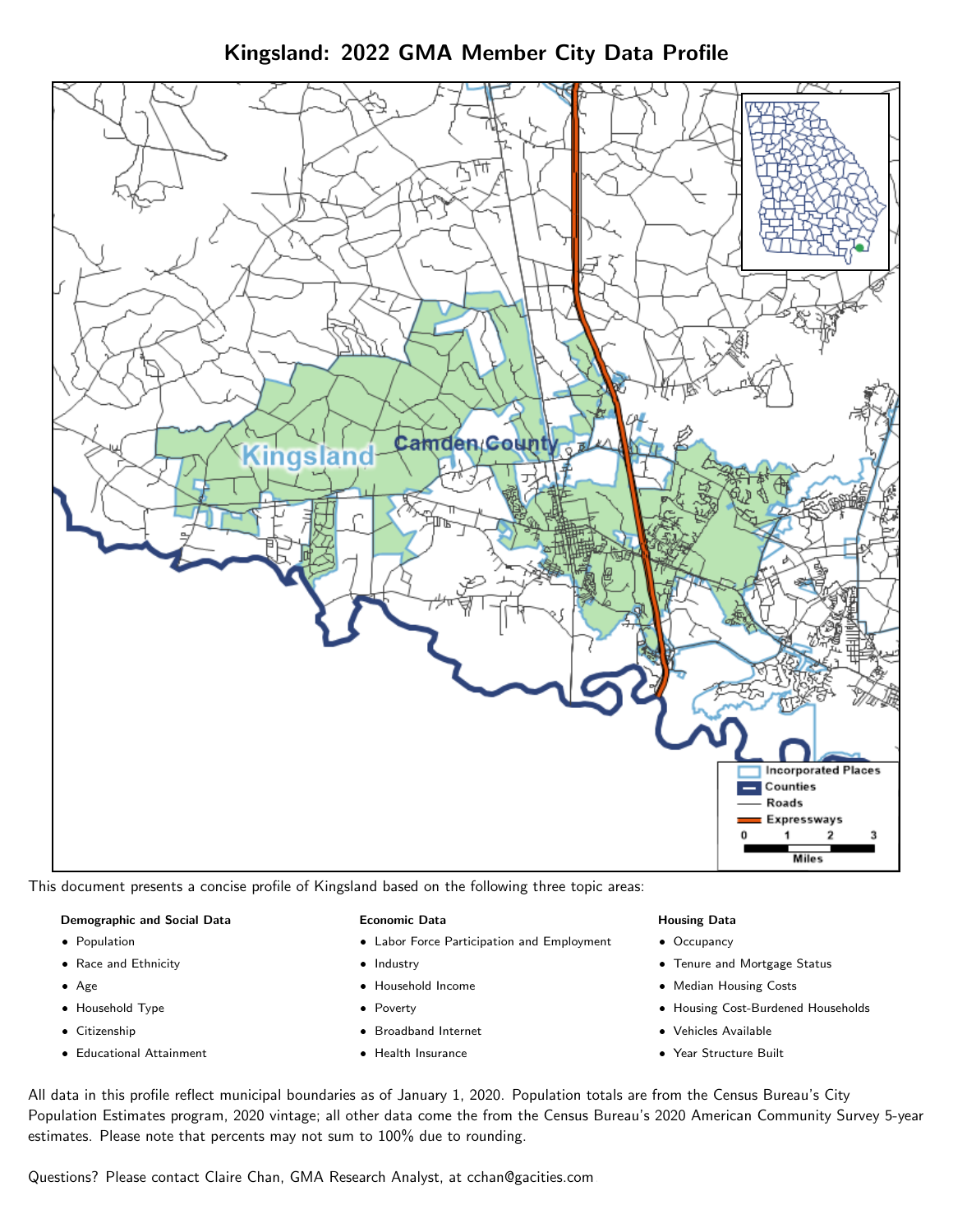# Kingsland: 2022 GMA Member City Data Profile

This document presents a concise profile of Kingsland based on the following three topic areas:

**Demographic and Social Data**

- Population
- Race and Ethnicity
- Age
- Household Type
- Citizenship
- Educational Attainment

**Economic Data**

- Labor Force Participation and Employment
- Industry
- Household Income
- Poverty
- Broadband Internet
- Health Insurance

**Housing Data**

- Occupancy
- Tenure and Mortgage Status
- Median Housing Costs
- Housing Cost-Burdened Households
- Vehicles Available
- Year Structure Built

All data in this profile reflect municipal boundaries as of January 1, 2020. Population totals are from the Census Bureau's City Population Estimates program, 2020 vintage; all other data come the from the Census Bureau's 2020 American Community Survey 5-year estimates. Please note that percents may not sum to 100% due to rounding.

Questions? Please contact Claire Chan, GMA Research Analyst, at cchan@gacities.com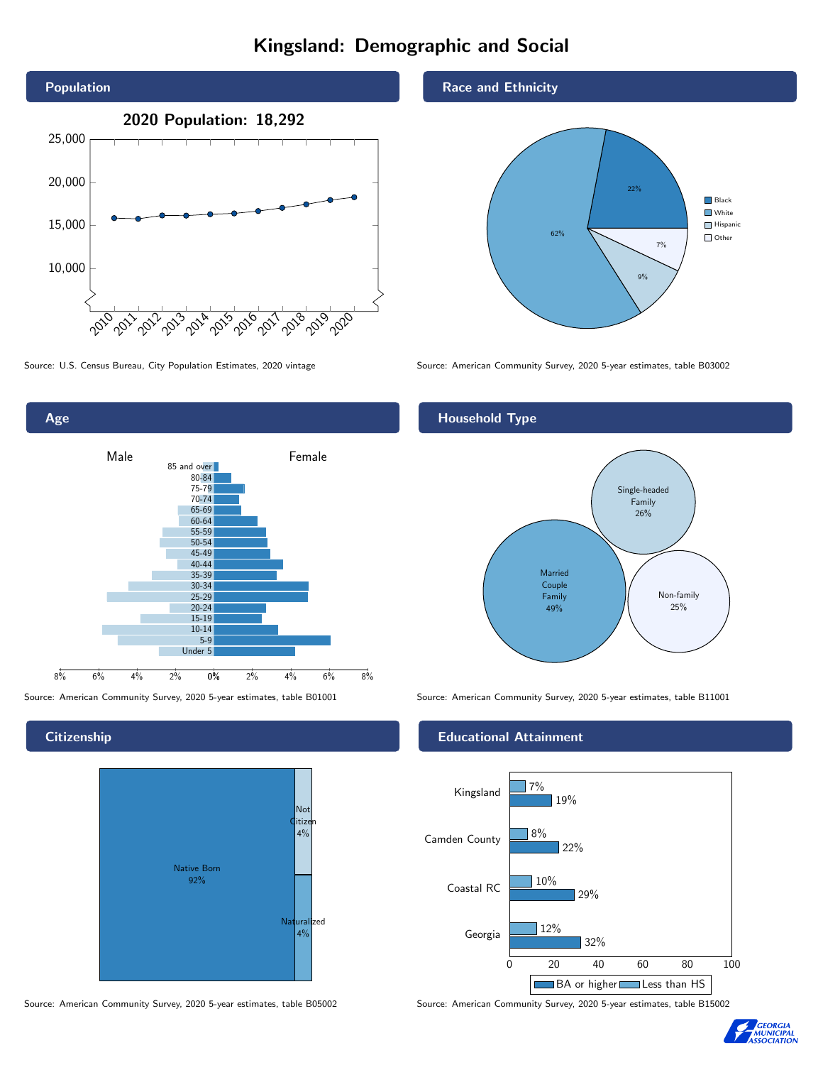# Kingsland: Demographic and Social

## Population

**2020 Population: 18,292**

Source: U.S. Census Bureau, City Population Estimates, 2020 vintage

## Race and Ethnicity

| Group | Percent |
| --- | --- |
| Black | 22% |
| White | 62% |
| Hispanic | 9% |
| Other | 7% |

Source: American Community Survey, 2020 5-year estimates, table B03002

## Age

Source: American Community Survey, 2020 5-year estimates, table B01001

## Household Type

| Household Type | Percent |
| --- | --- |
| Married Couple Family | 49% |
| Single-headed Family | 26% |
| Non-family | 25% |

Source: American Community Survey, 2020 5-year estimates, table B11001

## Citizenship

| Status | Percent |
| --- | --- |
| Native Born | 92% |
| Not Citizen | 4% |
| Naturalized | 4% |

Source: American Community Survey, 2020 5-year estimates, table B05002

## Educational Attainment

| Area | Less than HS | BA or higher |
| --- | --- | --- |
| Kingsland | 7% | 19% |
| Camden County | 8% | 22% |
| Coastal RC | 10% | 29% |
| Georgia | 12% | 32% |

Source: American Community Survey, 2020 5-year estimates, table B15002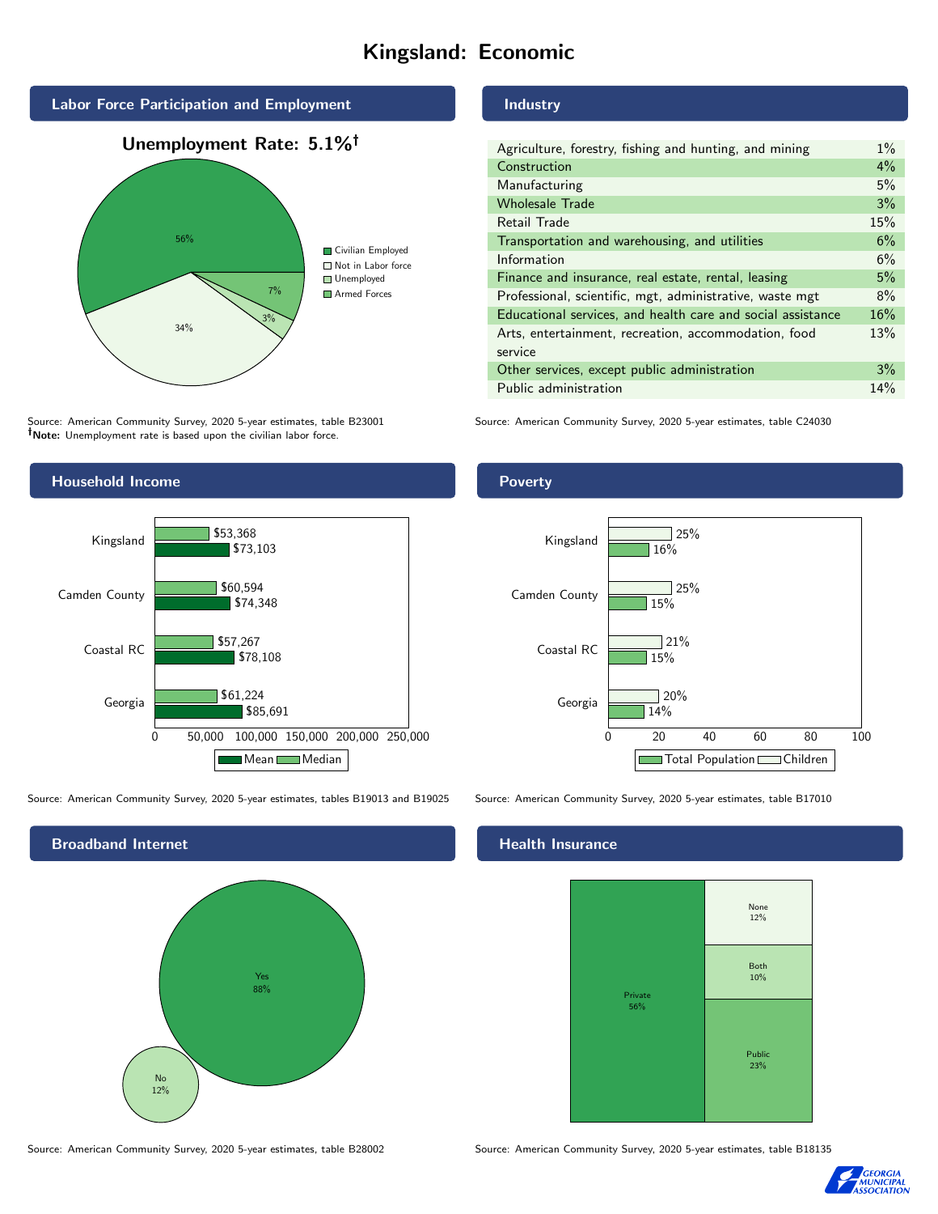# Kingsland: Economic

## Labor Force Participation and Employment

**Unemployment Rate: 5.1%†**

| Category | Percent |
|---|---|
| Civilian Employed | 56% |
| Not in Labor force | 34% |
| Unemployed | 3% |
| Armed Forces | 7% |

Source: American Community Survey, 2020 5-year estimates, table B23001
**†Note:** Unemployment rate is based upon the civilian labor force.

## Industry

| Industry | Percent |
|---|---|
| Agriculture, forestry, fishing and hunting, and mining | 1% |
| Construction | 4% |
| Manufacturing | 5% |
| Wholesale Trade | 3% |
| Retail Trade | 15% |
| Transportation and warehousing, and utilities | 6% |
| Information | 6% |
| Finance and insurance, real estate, rental, leasing | 5% |
| Professional, scientific, mgt, administrative, waste mgt | 8% |
| Educational services, and health care and social assistance | 16% |
| Arts, entertainment, recreation, accommodation, food service | 13% |
| Other services, except public administration | 3% |
| Public administration | 14% |

Source: American Community Survey, 2020 5-year estimates, table C24030

## Household Income

| | Median | Mean |
|---|---|---|
| Kingsland | $53,368 | $73,103 |
| Camden County | $60,594 | $74,348 |
| Coastal RC | $57,267 | $78,108 |
| Georgia | $61,224 | $85,691 |

Source: American Community Survey, 2020 5-year estimates, tables B19013 and B19025

## Poverty

| | Children | Total Population |
|---|---|---|
| Kingsland | 25% | 16% |
| Camden County | 25% | 15% |
| Coastal RC | 21% | 15% |
| Georgia | 20% | 14% |

Source: American Community Survey, 2020 5-year estimates, table B17010

## Broadband Internet

| | Percent |
|---|---|
| Yes | 88% |
| No | 12% |

Source: American Community Survey, 2020 5-year estimates, table B28002

## Health Insurance

| | Percent |
|---|---|
| Private | 56% |
| Public | 23% |
| Both | 10% |
| None | 12% |

Source: American Community Survey, 2020 5-year estimates, table B18135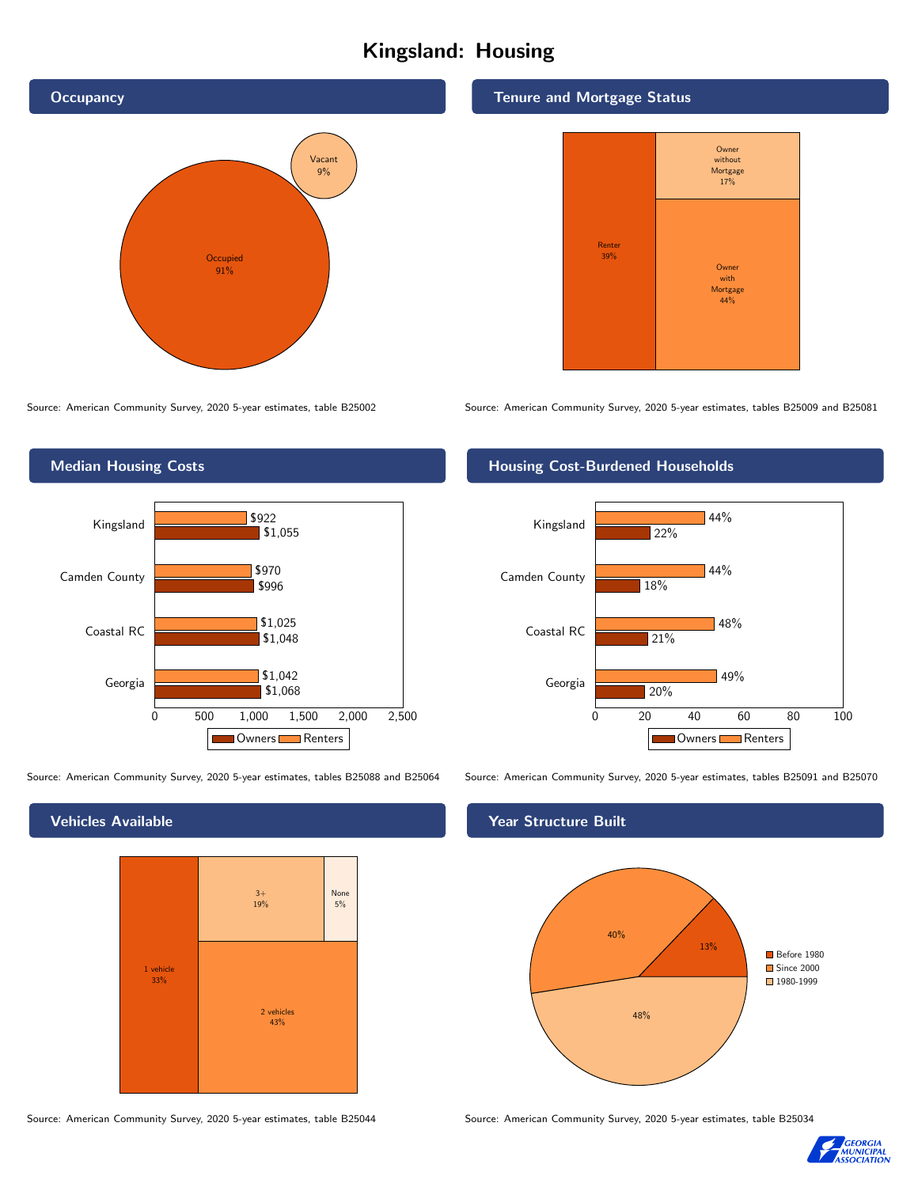# Kingsland: Housing

## Occupancy

Vacant
9%

Occupied
91%

Source: American Community Survey, 2020 5-year estimates, table B25002

## Tenure and Mortgage Status

Renter
39%

Owner without Mortgage
17%

Owner with Mortgage
44%

Source: American Community Survey, 2020 5-year estimates, tables B25009 and B25081

## Median Housing Costs

Kingsland
$922
$1,055

Camden County
$970
$996

Coastal RC
$1,025
$1,048

Georgia
$1,042
$1,068

0 500 1,000 1,500 2,000 2,500

Owners Renters

Source: American Community Survey, 2020 5-year estimates, tables B25088 and B25064

## Housing Cost-Burdened Households

Kingsland
44%
22%

Camden County
44%
18%

Coastal RC
48%
21%

Georgia
49%
20%

0 20 40 60 80 100

Owners Renters

Source: American Community Survey, 2020 5-year estimates, tables B25091 and B25070

## Vehicles Available

1 vehicle
33%

3+
19%

None
5%

2 vehicles
43%

Source: American Community Survey, 2020 5-year estimates, table B25044

## Year Structure Built

40%

13%

48%

Before 1980
Since 2000
1980-1999

Source: American Community Survey, 2020 5-year estimates, table B25034

GEORGIA MUNICIPAL ASSOCIATION